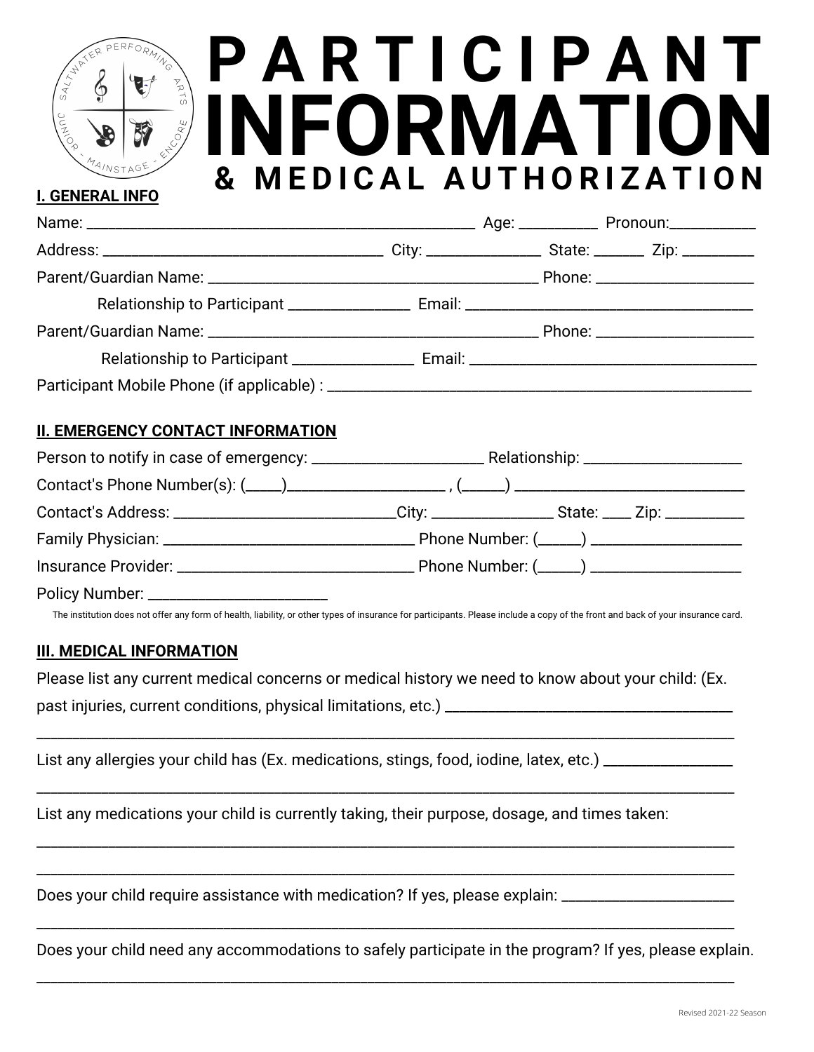# PARTICIPANT INFORMATION & MEDICAL AUTHORIZATION

## I. GENERAL INFO

Name: ______________________________________________ Age: _________ Pronoun:__________

Address: ________________________________ City: _____________ State: ______ Zip: ________

Parent/Guardian Name: ________________________________________ Phone: _________________

Relationship to Participant ______________ Email: __________________________________

Parent/Guardian Name: ________________________________________ Phone: _________________

Relationship to Participant ______________ Email: __________________________________

Participant Mobile Phone (if applicable) : ____________________________________________________

## II. EMERGENCY CONTACT INFORMATION

Person to notify in case of emergency: ____________________ Relationship: __________________

Contact's Phone Number(s): (____)__________________ , (_____) ___________________________

Contact's Address: ___________________________City: ______________ State: ____ Zip: _________

Family Physician: ______________________________ Phone Number: (_____) __________________

Insurance Provider: _____________________________ Phone Number: (_____) __________________

Policy Number: ______________________

The institution does not offer any form of health, liability, or other types of insurance for participants. Please include a copy of the front and back of your insurance card.

## III. MEDICAL INFORMATION

Please list any current medical concerns or medical history we need to know about your child: (Ex. past injuries, current conditions, physical limitations, etc.) __________________________________

_____________________________________________________________________________________

List any allergies your child has (Ex. medications, stings, food, iodine, latex, etc.) _______________

_____________________________________________________________________________________

List any medications your child is currently taking, their purpose, dosage, and times taken:

_____________________________________________________________________________________

_____________________________________________________________________________________

Does your child require assistance with medication? If yes, please explain: _____________________

_____________________________________________________________________________________

Does your child need any accommodations to safely participate in the program? If yes, please explain.

_____________________________________________________________________________________

Revised 2021-22 Season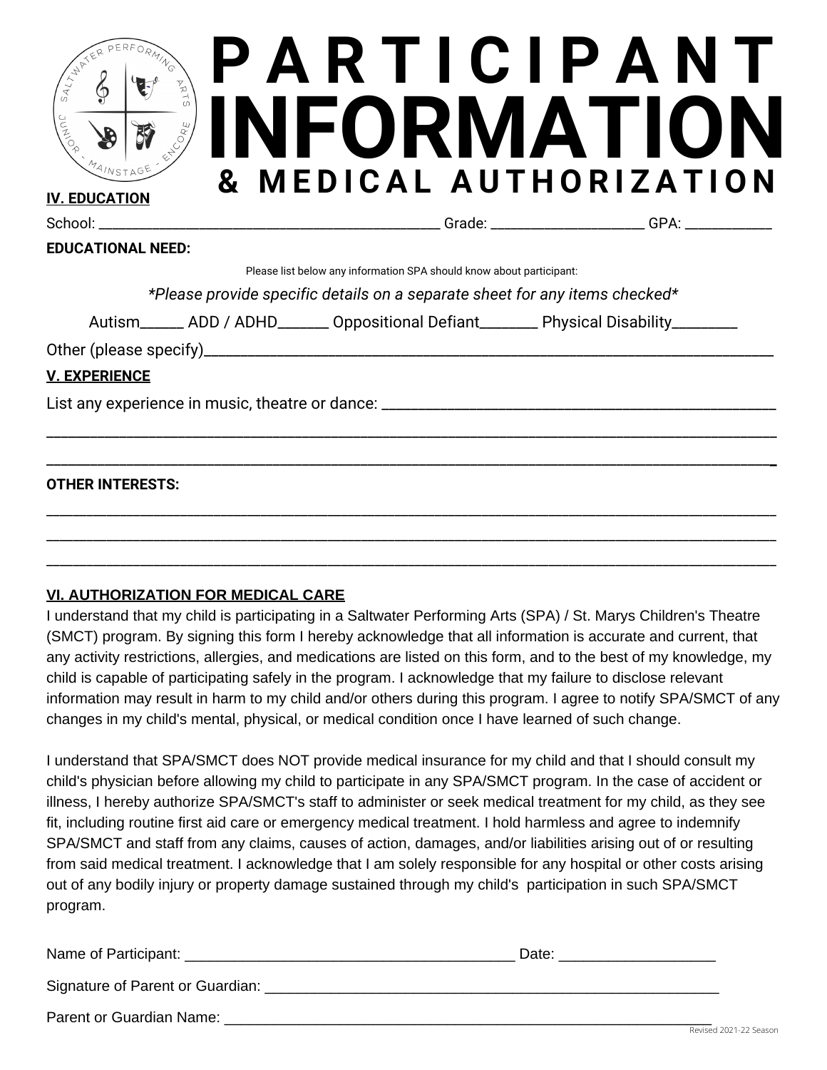# PARTICIPANT INFORMATION

## & MEDICAL AUTHORIZATION

**IV. EDUCATION**

School: ______________________________________________ Grade: ____________________ GPA: ___________

**EDUCATIONAL NEED:**

Please list below any information SPA should know about participant:

*\*Please provide specific details on a separate sheet for any items checked\**

Autism______ ADD / ADHD_______ Oppositional Defiant________ Physical Disability_________

Other (please specify)__________________________________________________________________________

**V. EXPERIENCE**

List any experience in music, theatre or dance: __________________________________________________

______________________________________________________________________________________________

______________________________________________________________________________________________

**OTHER INTERESTS:**

______________________________________________________________________________________________

______________________________________________________________________________________________

______________________________________________________________________________________________

**VI. AUTHORIZATION FOR MEDICAL CARE**

I understand that my child is participating in a Saltwater Performing Arts (SPA) / St. Marys Children's Theatre (SMCT) program. By signing this form I hereby acknowledge that all information is accurate and current, that any activity restrictions, allergies, and medications are listed on this form, and to the best of my knowledge, my child is capable of participating safely in the program. I acknowledge that my failure to disclose relevant information may result in harm to my child and/or others during this program. I agree to notify SPA/SMCT of any changes in my child's mental, physical, or medical condition once I have learned of such change.

I understand that SPA/SMCT does NOT provide medical insurance for my child and that I should consult my child's physician before allowing my child to participate in any SPA/SMCT program. In the case of accident or illness, I hereby authorize SPA/SMCT's staff to administer or seek medical treatment for my child, as they see fit, including routine first aid care or emergency medical treatment. I hold harmless and agree to indemnify SPA/SMCT and staff from any claims, causes of action, damages, and/or liabilities arising out of or resulting from said medical treatment. I acknowledge that I am solely responsible for any hospital or other costs arising out of any bodily injury or property damage sustained through my child's participation in such SPA/SMCT program.

Name of Participant: __________________________________________ Date: ___________________

Signature of Parent or Guardian: ________________________________________________________

Parent or Guardian Name: _____________________________________________________________

Revised 2021-22 Season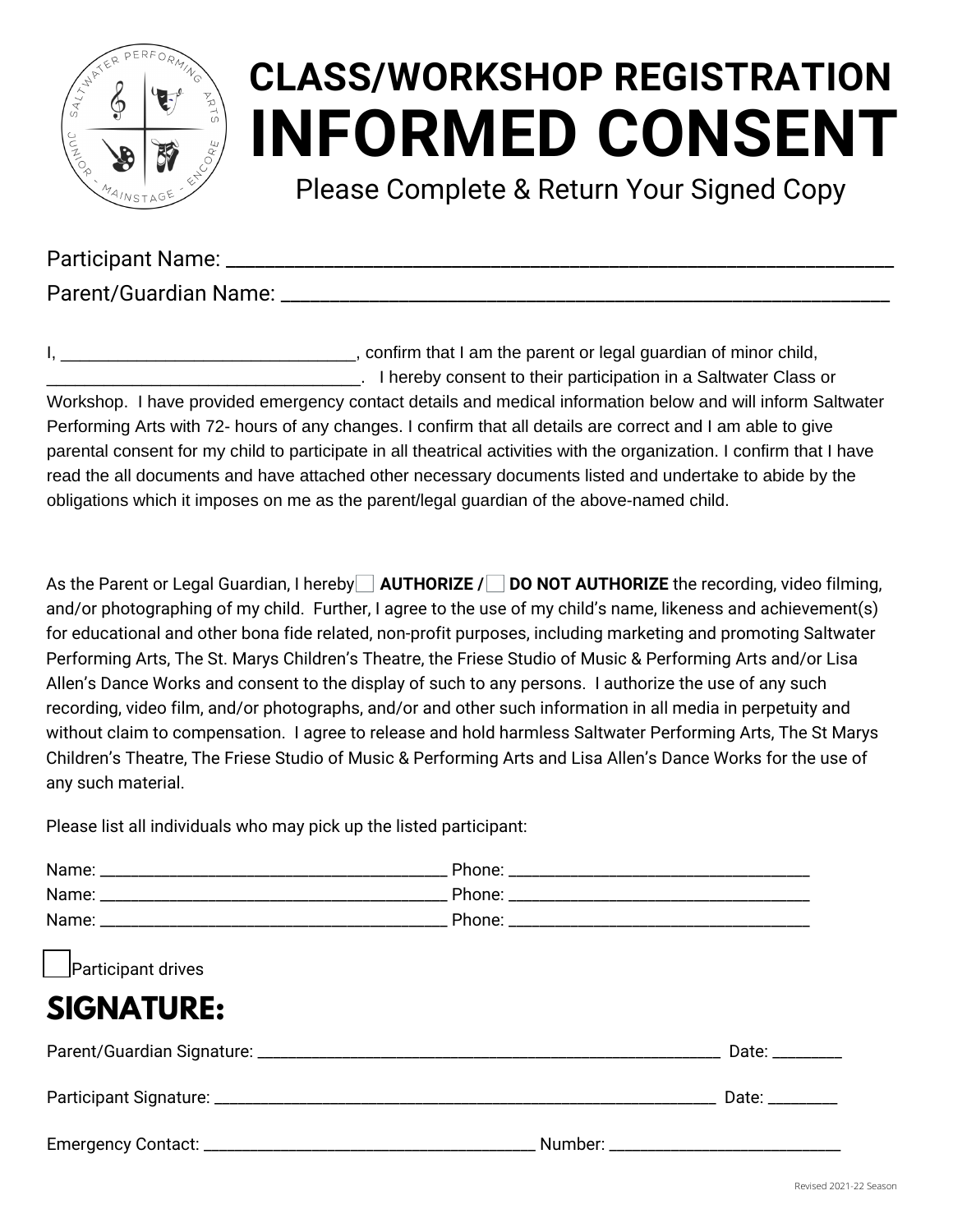# CLASS/WORKSHOP REGISTRATION
# INFORMED CONSENT

Please Complete & Return Your Signed Copy

Participant Name: ______________________________________________________________

Parent/Guardian Name: __________________________________________________________

I, _______________________________, confirm that I am the parent or legal guardian of minor child, _________________________________. I hereby consent to their participation in a Saltwater Class or Workshop. I have provided emergency contact details and medical information below and will inform Saltwater Performing Arts with 72- hours of any changes. I confirm that all details are correct and I am able to give parental consent for my child to participate in all theatrical activities with the organization. I confirm that I have read the all documents and have attached other necessary documents listed and undertake to abide by the obligations which it imposes on me as the parent/legal guardian of the above-named child.

As the Parent or Legal Guardian, I hereby ☐ **AUTHORIZE /** ☐ **DO NOT AUTHORIZE** the recording, video filming, and/or photographing of my child. Further, I agree to the use of my child's name, likeness and achievement(s) for educational and other bona fide related, non-profit purposes, including marketing and promoting Saltwater Performing Arts, The St. Marys Children's Theatre, the Friese Studio of Music & Performing Arts and/or Lisa Allen's Dance Works and consent to the display of such to any persons. I authorize the use of any such recording, video film, and/or photographs, and/or and other such information in all media in perpetuity and without claim to compensation. I agree to release and hold harmless Saltwater Performing Arts, The St Marys Children's Theatre, The Friese Studio of Music & Performing Arts and Lisa Allen's Dance Works for the use of any such material.

Please list all individuals who may pick up the listed participant:

Name: ________________________________________ Phone: __________________________________

Name: ________________________________________ Phone: __________________________________

Name: ________________________________________ Phone: __________________________________

☐ Participant drives

## SIGNATURE:

Parent/Guardian Signature: ______________________________________________________ Date: ________

Participant Signature: __________________________________________________________ Date: ________

Emergency Contact: _______________________________________ Number: ___________________________

Revised 2021-22 Season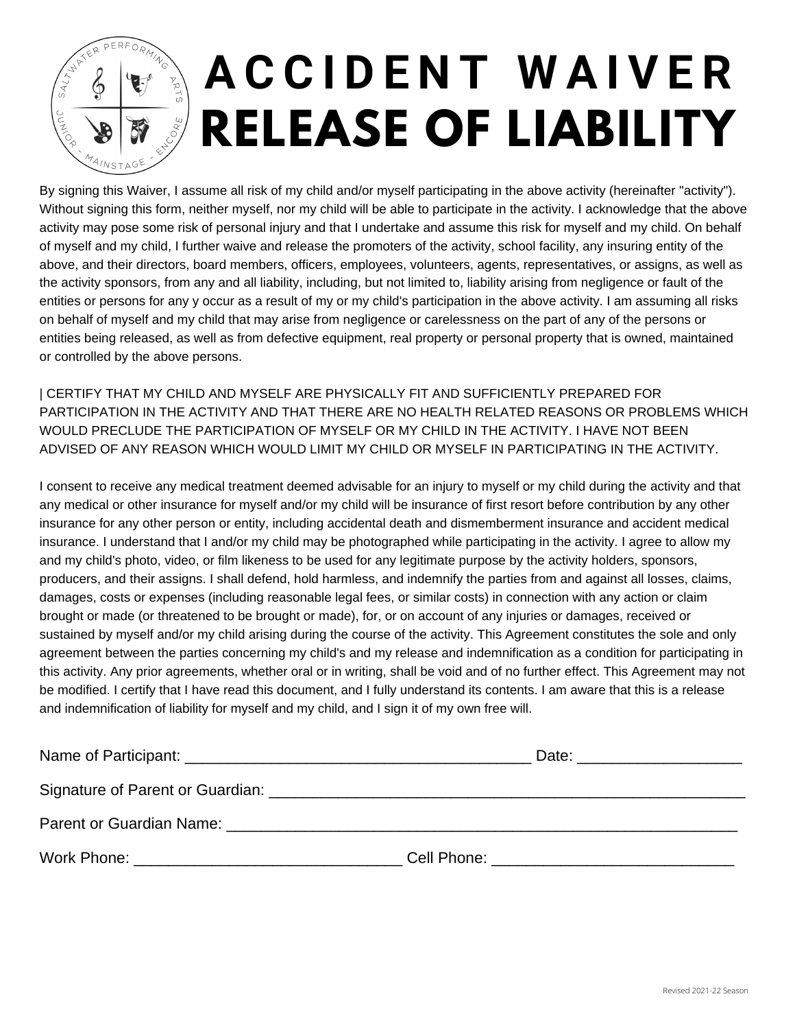# ACCIDENT WAIVER RELEASE OF LIABILITY

By signing this Waiver, I assume all risk of my child and/or myself participating in the above activity (hereinafter "activity"). Without signing this form, neither myself, nor my child will be able to participate in the activity. I acknowledge that the above activity may pose some risk of personal injury and that I undertake and assume this risk for myself and my child. On behalf of myself and my child, I further waive and release the promoters of the activity, school facility, any insuring entity of the above, and their directors, board members, officers, employees, volunteers, agents, representatives, or assigns, as well as the activity sponsors, from any and all liability, including, but not limited to, liability arising from negligence or fault of the entities or persons for any y occur as a result of my or my child's participation in the above activity. I am assuming all risks on behalf of myself and my child that may arise from negligence or carelessness on the part of any of the persons or entities being released, as well as from defective equipment, real property or personal property that is owned, maintained or controlled by the above persons.

| CERTIFY THAT MY CHILD AND MYSELF ARE PHYSICALLY FIT AND SUFFICIENTLY PREPARED FOR PARTICIPATION IN THE ACTIVITY AND THAT THERE ARE NO HEALTH RELATED REASONS OR PROBLEMS WHICH WOULD PRECLUDE THE PARTICIPATION OF MYSELF OR MY CHILD IN THE ACTIVITY. I HAVE NOT BEEN ADVISED OF ANY REASON WHICH WOULD LIMIT MY CHILD OR MYSELF IN PARTICIPATING IN THE ACTIVITY.

I consent to receive any medical treatment deemed advisable for an injury to myself or my child during the activity and that any medical or other insurance for myself and/or my child will be insurance of first resort before contribution by any other insurance for any other person or entity, including accidental death and dismemberment insurance and accident medical insurance. I understand that I and/or my child may be photographed while participating in the activity. I agree to allow my and my child's photo, video, or film likeness to be used for any legitimate purpose by the activity holders, sponsors, producers, and their assigns. I shall defend, hold harmless, and indemnify the parties from and against all losses, claims, damages, costs or expenses (including reasonable legal fees, or similar costs) in connection with any action or claim brought or made (or threatened to be brought or made), for, or on account of any injuries or damages, received or sustained by myself and/or my child arising during the course of the activity. This Agreement constitutes the sole and only agreement between the parties concerning my child's and my release and indemnification as a condition for participating in this activity. Any prior agreements, whether oral or in writing, shall be void and of no further effect. This Agreement may not be modified. I certify that I have read this document, and I fully understand its contents. I am aware that this is a release and indemnification of liability for myself and my child, and I sign it of my own free will.

Name of Participant: ________________________________________ Date: ___________________

Signature of Parent or Guardian: __________________________________________________________

Parent or Guardian Name: ____________________________________________________________

Work Phone: _______________________________ Cell Phone: ____________________________

Revised 2021-22 Season